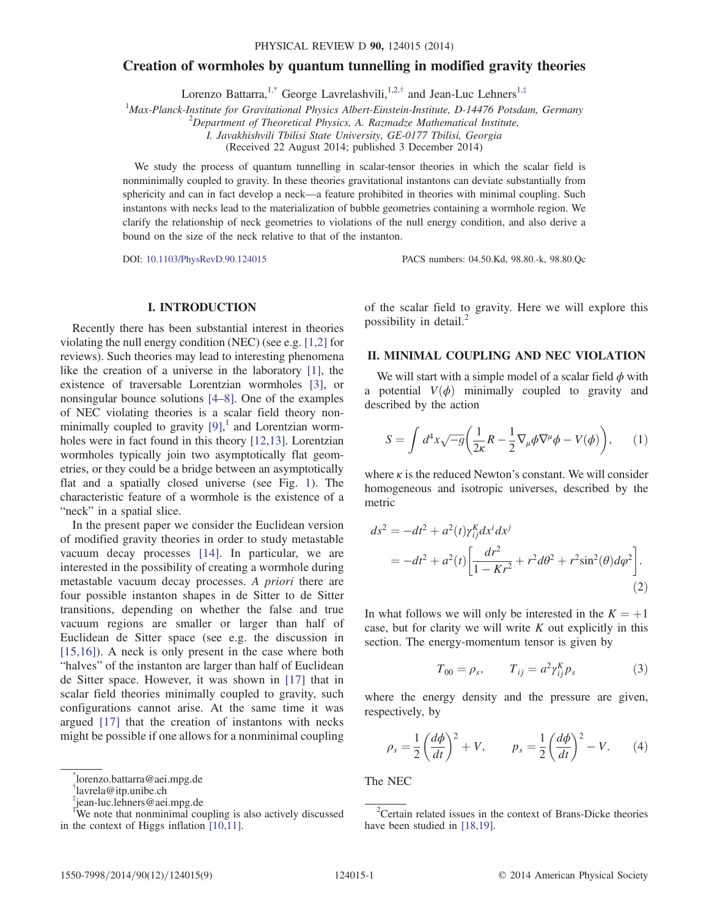# Creation of wormholes by quantum tunnelling in modified gravity theories

Lorenzo Battarra,[1,*] George Lavrelashvili,[1,2,†] and Jean-Luc Lehners[1,‡]

[1]Max-Planck-Institute for Gravitational Physics Albert-Einstein-Institute, D-14476 Potsdam, Germany
[2]Department of Theoretical Physics, A. Razmadze Mathematical Institute, I. Javakhishvili Tbilisi State University, GE-0177 Tbilisi, Georgia
(Received 22 August 2014; published 3 December 2014)

We study the process of quantum tunnelling in scalar-tensor theories in which the scalar field is nonminimally coupled to gravity. In these theories gravitational instantons can deviate substantially from sphericity and can in fact develop a neck—a feature prohibited in theories with minimal coupling. Such instantons with necks lead to the materialization of bubble geometries containing a wormhole region. We clarify the relationship of neck geometries to violations of the null energy condition, and also derive a bound on the size of the neck relative to that of the instanton.

DOI: 10.1103/PhysRevD.90.124015    PACS numbers: 04.50.Kd, 98.80.-k, 98.80.Qc

## I. INTRODUCTION

Recently there has been substantial interest in theories violating the null energy condition (NEC) (see e.g. [1,2] for reviews). Such theories may lead to interesting phenomena like the creation of a universe in the laboratory [1], the existence of traversable Lorentzian wormholes [3], or nonsingular bounce solutions [4–8]. One of the examples of NEC violating theories is a scalar field theory nonminimally coupled to gravity [9],[1] and Lorentzian wormholes were in fact found in this theory [12,13]. Lorentzian wormholes typically join two asymptotically flat geometries, or they could be a bridge between an asymptotically flat and a spatially closed universe (see Fig. 1). The characteristic feature of a wormhole is the existence of a "neck" in a spatial slice.

In the present paper we consider the Euclidean version of modified gravity theories in order to study metastable vacuum decay processes [14]. In particular, we are interested in the possibility of creating a wormhole during metastable vacuum decay processes. *A priori* there are four possible instanton shapes in de Sitter to de Sitter transitions, depending on whether the false and true vacuum regions are smaller or larger than half of Euclidean de Sitter space (see e.g. the discussion in [15,16]). A neck is only present in the case where both "halves" of the instanton are larger than half of Euclidean de Sitter space. However, it was shown in [17] that in scalar field theories minimally coupled to gravity, such configurations cannot arise. At the same time it was argued [17] that the creation of instantons with necks might be possible if one allows for a nonminimal coupling of the scalar field to gravity. Here we will explore this possibility in detail.[2]

## II. MINIMAL COUPLING AND NEC VIOLATION

We will start with a simple model of a scalar field $\phi$ with a potential $V(\phi)$ minimally coupled to gravity and described by the action

$$S = \int d^4x\sqrt{-g}\left(\frac{1}{2\kappa}R - \frac{1}{2}\nabla_\mu\phi\nabla^\mu\phi - V(\phi)\right), \tag{1}$$

where $\kappa$ is the reduced Newton's constant. We will consider homogeneous and isotropic universes, described by the metric

$$\begin{aligned} ds^2 &= -dt^2 + a^2(t)\gamma_{ij}^K dx^i dx^j \\ &= -dt^2 + a^2(t)\left[\frac{dr^2}{1-Kr^2} + r^2 d\theta^2 + r^2\sin^2(\theta)d\varphi^2\right]. \end{aligned} \tag{2}$$

In what follows we will only be interested in the $K = +1$ case, but for clarity we will write $K$ out explicitly in this section. The energy-momentum tensor is given by

$$T_{00} = \rho_s, \qquad T_{ij} = a^2\gamma_{ij}^K p_s \tag{3}$$

where the energy density and the pressure are given, respectively, by

$$\rho_s = \frac{1}{2}\left(\frac{d\phi}{dt}\right)^2 + V, \qquad p_s = \frac{1}{2}\left(\frac{d\phi}{dt}\right)^2 - V. \tag{4}$$

The NEC

---

[*] lorenzo.battarra@aei.mpg.de
[†] lavrela@itp.unibe.ch
[‡] jean-luc.lehners@aei.mpg.de
[1] We note that nonminimal coupling is also actively discussed in the context of Higgs inflation [10,11].
[2] Certain related issues in the context of Brans-Dicke theories have been studied in [18,19].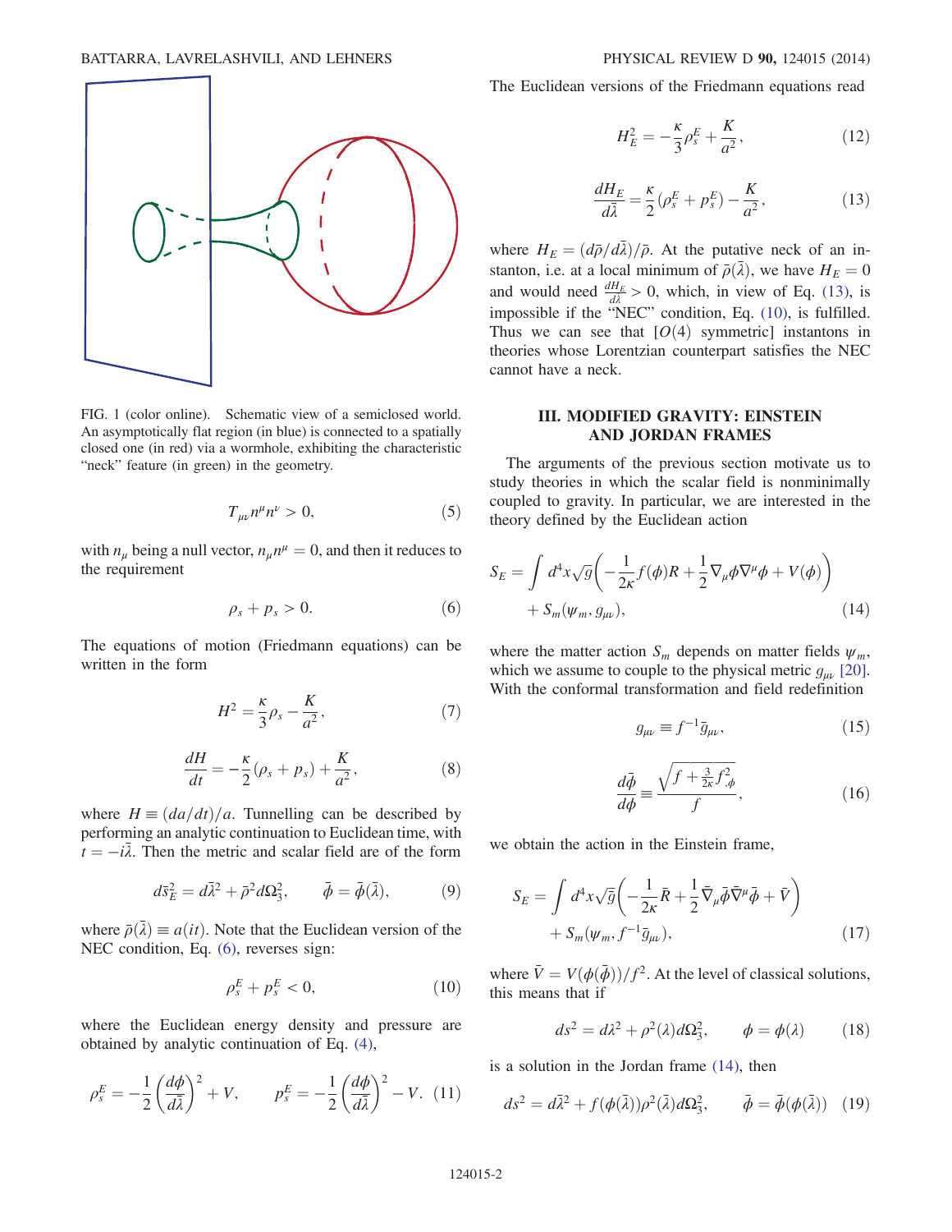FIG. 1 (color online). Schematic view of a semiclosed world. An asymptotically flat region (in blue) is connected to a spatially closed one (in red) via a wormhole, exhibiting the characteristic "neck" feature (in green) in the geometry.

$$T_{\mu\nu}n^\mu n^\nu > 0, \tag{5}$$

with $n_\mu$ being a null vector, $n_\mu n^\mu = 0$, and then it reduces to the requirement

$$\rho_s + p_s > 0. \tag{6}$$

The equations of motion (Friedmann equations) can be written in the form

$$H^2 = \frac{\kappa}{3}\rho_s - \frac{K}{a^2}, \tag{7}$$

$$\frac{dH}{dt} = -\frac{\kappa}{2}(\rho_s + p_s) + \frac{K}{a^2}, \tag{8}$$

where $H \equiv (da/dt)/a$. Tunnelling can be described by performing an analytic continuation to Euclidean time, with $t = -i\bar{\lambda}$. Then the metric and scalar field are of the form

$$d\bar{s}_E^2 = d\bar{\lambda}^2 + \bar{\rho}^2 d\Omega_3^2, \qquad \bar{\phi} = \bar{\phi}(\bar{\lambda}), \tag{9}$$

where $\bar{\rho}(\bar{\lambda}) \equiv a(it)$. Note that the Euclidean version of the NEC condition, Eq. (6), reverses sign:

$$\rho_s^E + p_s^E < 0, \tag{10}$$

where the Euclidean energy density and pressure are obtained by analytic continuation of Eq. (4),

$$\rho_s^E = -\frac{1}{2}\left(\frac{d\phi}{d\bar{\lambda}}\right)^2 + V, \qquad p_s^E = -\frac{1}{2}\left(\frac{d\phi}{d\bar{\lambda}}\right)^2 - V. \tag{11}$$

The Euclidean versions of the Friedmann equations read

$$H_E^2 = -\frac{\kappa}{3}\rho_s^E + \frac{K}{a^2}, \tag{12}$$

$$\frac{dH_E}{d\bar{\lambda}} = \frac{\kappa}{2}(\rho_s^E + p_s^E) - \frac{K}{a^2}, \tag{13}$$

where $H_E = (d\bar{\rho}/d\bar{\lambda})/\bar{\rho}$. At the putative neck of an instanton, i.e. at a local minimum of $\bar{\rho}(\bar{\lambda})$, we have $H_E = 0$ and would need $\frac{dH_E}{d\bar{\lambda}} > 0$, which, in view of Eq. (13), is impossible if the "NEC" condition, Eq. (10), is fulfilled. Thus we can see that [$O(4)$ symmetric] instantons in theories whose Lorentzian counterpart satisfies the NEC cannot have a neck.

## III. MODIFIED GRAVITY: EINSTEIN AND JORDAN FRAMES

The arguments of the previous section motivate us to study theories in which the scalar field is nonminimally coupled to gravity. In particular, we are interested in the theory defined by the Euclidean action

$$S_E = \int d^4x\sqrt{g}\left(-\frac{1}{2\kappa}f(\phi)R + \frac{1}{2}\nabla_\mu\phi\nabla^\mu\phi + V(\phi)\right) + S_m(\psi_m, g_{\mu\nu}), \tag{14}$$

where the matter action $S_m$ depends on matter fields $\psi_m$, which we assume to couple to the physical metric $g_{\mu\nu}$ [20]. With the conformal transformation and field redefinition

$$g_{\mu\nu} \equiv f^{-1}\bar{g}_{\mu\nu}, \tag{15}$$

$$\frac{d\bar{\phi}}{d\phi} \equiv \frac{\sqrt{f + \frac{3}{2\kappa}f_{,\phi}^2}}{f}, \tag{16}$$

we obtain the action in the Einstein frame,

$$S_E = \int d^4x\sqrt{\bar{g}}\left(-\frac{1}{2\kappa}\bar{R} + \frac{1}{2}\bar{\nabla}_\mu\bar{\phi}\bar{\nabla}^\mu\bar{\phi} + \bar{V}\right) + S_m(\psi_m, f^{-1}\bar{g}_{\mu\nu}), \tag{17}$$

where $\bar{V} = V(\phi(\bar{\phi}))/f^2$. At the level of classical solutions, this means that if

$$ds^2 = d\lambda^2 + \rho^2(\lambda)d\Omega_3^2, \qquad \phi = \phi(\lambda) \tag{18}$$

is a solution in the Jordan frame (14), then

$$ds^2 = d\bar{\lambda}^2 + f(\phi(\bar{\lambda}))\rho^2(\bar{\lambda})d\Omega_3^2, \qquad \bar{\phi} = \bar{\phi}(\phi(\bar{\lambda})) \tag{19}$$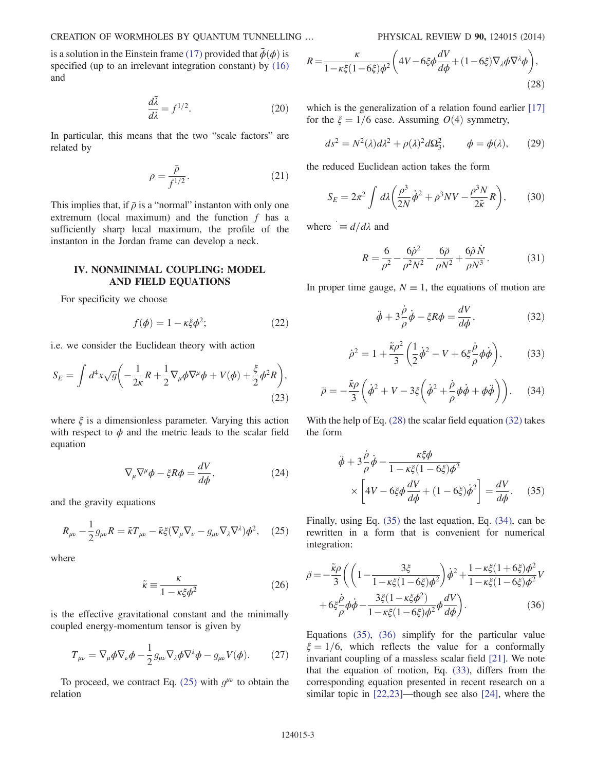is a solution in the Einstein frame (17) provided that $\bar{\phi}(\phi)$ is specified (up to an irrelevant integration constant) by (16) and

$$\frac{d\bar{\lambda}}{d\lambda} = f^{1/2}. \tag{20}$$

In particular, this means that the two "scale factors" are related by

$$\rho = \frac{\bar{\rho}}{f^{1/2}}. \tag{21}$$

This implies that, if $\bar{\rho}$ is a "normal" instanton with only one extremum (local maximum) and the function $f$ has a sufficiently sharp local maximum, the profile of the instanton in the Jordan frame can develop a neck.

## IV. NONMINIMAL COUPLING: MODEL AND FIELD EQUATIONS

For specificity we choose

$$f(\phi) = 1 - \kappa\xi\phi^2; \tag{22}$$

i.e. we consider the Euclidean theory with action

$$S_E = \int d^4x\sqrt{g}\left(-\frac{1}{2\kappa}R + \frac{1}{2}\nabla_\mu\phi\nabla^\mu\phi + V(\phi) + \frac{\xi}{2}\phi^2 R\right), \tag{23}$$

where $\xi$ is a dimensionless parameter. Varying this action with respect to $\phi$ and the metric leads to the scalar field equation

$$\nabla_\mu\nabla^\mu\phi - \xi R\phi = \frac{dV}{d\phi}, \tag{24}$$

and the gravity equations

$$R_{\mu\nu} - \frac{1}{2}g_{\mu\nu}R = \tilde{\kappa}T_{\mu\nu} - \tilde{\kappa}\xi(\nabla_\mu\nabla_\nu - g_{\mu\nu}\nabla_\lambda\nabla^\lambda)\phi^2, \tag{25}$$

where

$$\tilde{\kappa} \equiv \frac{\kappa}{1-\kappa\xi\phi^2} \tag{26}$$

is the effective gravitational constant and the minimally coupled energy-momentum tensor is given by

$$T_{\mu\nu} = \nabla_\mu\phi\nabla_\nu\phi - \frac{1}{2}g_{\mu\nu}\nabla_\lambda\phi\nabla^\lambda\phi - g_{\mu\nu}V(\phi). \tag{27}$$

To proceed, we contract Eq. (25) with $g^{\mu\nu}$ to obtain the relation

$$R = \frac{\kappa}{1-\kappa\xi(1-6\xi)\phi^2}\left(4V - 6\xi\phi\frac{dV}{d\phi} + (1-6\xi)\nabla_\lambda\phi\nabla^\lambda\phi\right), \tag{28}$$

which is the generalization of a relation found earlier [17] for the $\xi = 1/6$ case. Assuming $O(4)$ symmetry,

$$ds^2 = N^2(\lambda)d\lambda^2 + \rho(\lambda)^2 d\Omega_3^2, \qquad \phi = \phi(\lambda), \tag{29}$$

the reduced Euclidean action takes the form

$$S_E = 2\pi^2\int d\lambda\left(\frac{\rho^3}{2N}\dot{\phi}^2 + \rho^3 NV - \frac{\rho^3 N}{2\tilde{\kappa}}R\right), \tag{30}$$

where $\dot{} \equiv d/d\lambda$ and

$$R = \frac{6}{\rho^2} - \frac{6\dot{\rho}^2}{\rho^2N^2} - \frac{6\ddot{\rho}}{\rho N^2} + \frac{6\dot{\rho}\dot{N}}{\rho N^3}. \tag{31}$$

In proper time gauge, $N \equiv 1$, the equations of motion are

$$\ddot{\phi} + 3\frac{\dot{\rho}}{\rho}\dot{\phi} - \xi R\phi = \frac{dV}{d\phi}, \tag{32}$$

$$\dot{\rho}^2 = 1 + \frac{\tilde{\kappa}\rho^2}{3}\left(\frac{1}{2}\dot{\phi}^2 - V + 6\xi\frac{\dot{\rho}}{\rho}\phi\dot{\phi}\right), \tag{33}$$

$$\ddot{\rho} = -\frac{\tilde{\kappa}\rho}{3}\left(\dot{\phi}^2 + V - 3\xi\left(\dot{\phi}^2 + \frac{\dot{\rho}}{\rho}\phi\dot{\phi} + \phi\ddot{\phi}\right)\right). \tag{34}$$

With the help of Eq. (28) the scalar field equation (32) takes the form

$$\ddot{\phi} + 3\frac{\dot{\rho}}{\rho}\dot{\phi} - \frac{\kappa\xi\phi}{1-\kappa\xi(1-6\xi)\phi^2}\times\left[4V - 6\xi\phi\frac{dV}{d\phi} + (1-6\xi)\dot{\phi}^2\right] = \frac{dV}{d\phi}. \tag{35}$$

Finally, using Eq. (35) the last equation, Eq. (34), can be rewritten in a form that is convenient for numerical integration:

$$\ddot{\rho} = -\frac{\tilde{\kappa}\rho}{3}\left(\left(1 - \frac{3\xi}{1-\kappa\xi(1-6\xi)\phi^2}\right)\dot{\phi}^2 + \frac{1-\kappa\xi(1+6\xi)\phi^2}{1-\kappa\xi(1-6\xi)\phi^2}V + 6\xi\frac{\dot{\rho}}{\rho}\phi\dot{\phi} - \frac{3\xi(1-\kappa\xi\phi^2)}{1-\kappa\xi(1-6\xi)\phi^2}\phi\frac{dV}{d\phi}\right). \tag{36}$$

Equations (35), (36) simplify for the particular value $\xi = 1/6$, which reflects the value for a conformally invariant coupling of a massless scalar field [21]. We note that the equation of motion, Eq. (33), differs from the corresponding equation presented in recent research on a similar topic in [22,23]—though see also [24], where the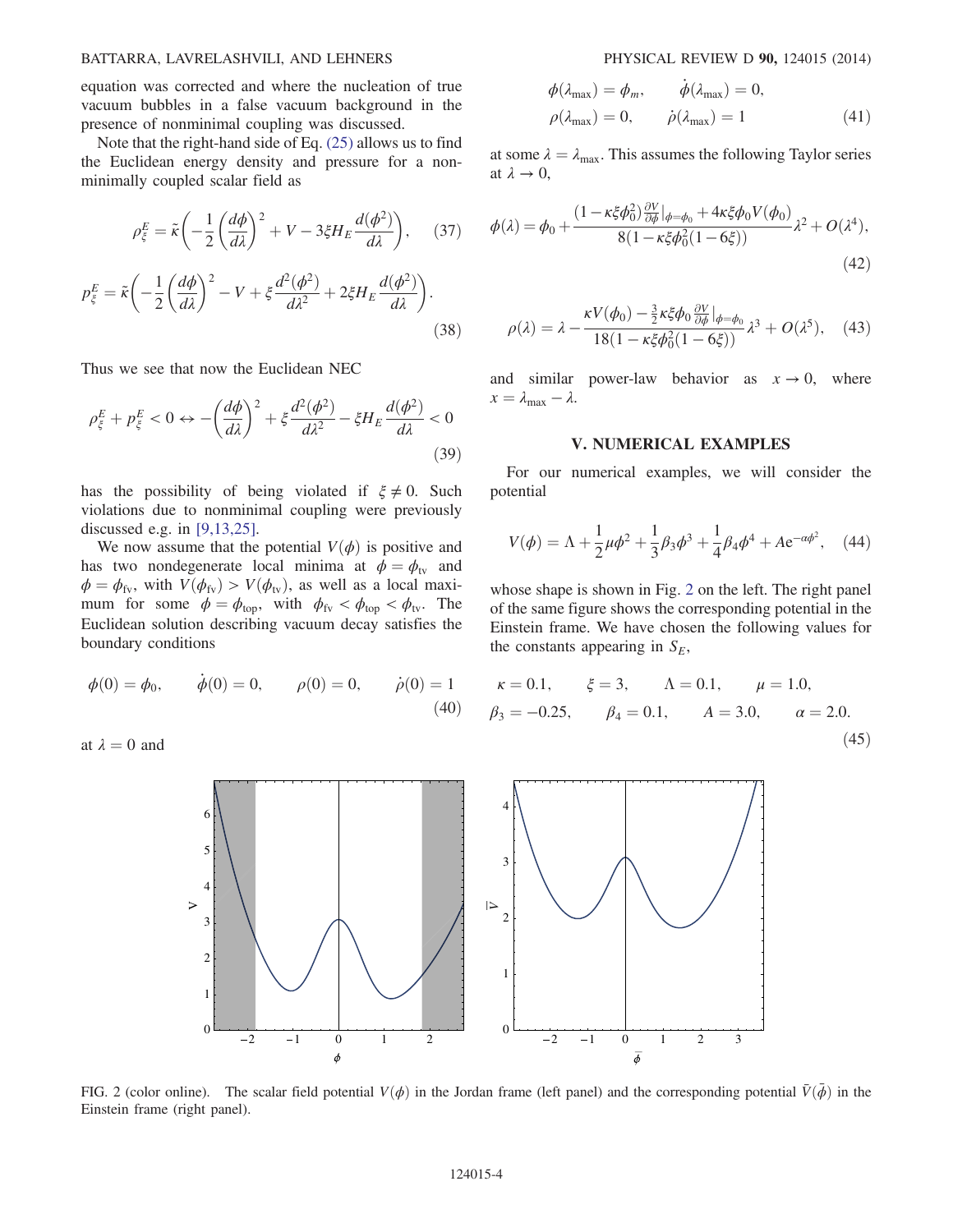equation was corrected and where the nucleation of true vacuum bubbles in a false vacuum background in the presence of nonminimal coupling was discussed.

Note that the right-hand side of Eq. (25) allows us to find the Euclidean energy density and pressure for a nonminimally coupled scalar field as

$$\rho^E_\xi = \tilde{\kappa}\left(-\frac{1}{2}\left(\frac{d\phi}{d\lambda}\right)^2 + V - 3\xi H_E \frac{d(\phi^2)}{d\lambda}\right), \quad (37)$$

$$p^E_\xi = \tilde{\kappa}\left(-\frac{1}{2}\left(\frac{d\phi}{d\lambda}\right)^2 - V + \xi \frac{d^2(\phi^2)}{d\lambda^2} + 2\xi H_E \frac{d(\phi^2)}{d\lambda}\right). \quad (38)$$

Thus we see that now the Euclidean NEC

$$\rho^E_\xi + p^E_\xi < 0 \leftrightarrow -\left(\frac{d\phi}{d\lambda}\right)^2 + \xi \frac{d^2(\phi^2)}{d\lambda^2} - \xi H_E \frac{d(\phi^2)}{d\lambda} < 0 \quad (39)$$

has the possibility of being violated if $\xi \neq 0$. Such violations due to nonminimal coupling were previously discussed e.g. in [9,13,25].

We now assume that the potential $V(\phi)$ is positive and has two nondegenerate local minima at $\phi = \phi_{\rm tv}$ and $\phi = \phi_{\rm fv}$, with $V(\phi_{\rm fv}) > V(\phi_{\rm tv})$, as well as a local maximum for some $\phi = \phi_{\rm top}$, with $\phi_{\rm fv} < \phi_{\rm top} < \phi_{\rm tv}$. The Euclidean solution describing vacuum decay satisfies the boundary conditions

$$\phi(0) = \phi_0, \qquad \dot{\phi}(0) = 0, \qquad \rho(0) = 0, \qquad \dot{\rho}(0) = 1 \quad (40)$$

at $\lambda = 0$ and

$$\phi(\lambda_{\rm max}) = \phi_m, \qquad \dot{\phi}(\lambda_{\rm max}) = 0,$$
$$\rho(\lambda_{\rm max}) = 0, \qquad \dot{\rho}(\lambda_{\rm max}) = 1 \quad (41)$$

at some $\lambda = \lambda_{\rm max}$. This assumes the following Taylor series at $\lambda \to 0$,

$$\phi(\lambda) = \phi_0 + \frac{(1 - \kappa\xi\phi_0^2)\frac{\partial V}{\partial\phi}|_{\phi=\phi_0} + 4\kappa\xi\phi_0 V(\phi_0)}{8(1 - \kappa\xi\phi_0^2(1 - 6\xi))}\lambda^2 + O(\lambda^4), \quad (42)$$

$$\rho(\lambda) = \lambda - \frac{\kappa V(\phi_0) - \frac{3}{2}\kappa\xi\phi_0 \frac{\partial V}{\partial\phi}|_{\phi=\phi_0}}{18(1 - \kappa\xi\phi_0^2(1 - 6\xi))}\lambda^3 + O(\lambda^5), \quad (43)$$

and similar power-law behavior as $x \to 0$, where $x = \lambda_{\rm max} - \lambda$.

## V. NUMERICAL EXAMPLES

For our numerical examples, we will consider the potential

$$V(\phi) = \Lambda + \frac{1}{2}\mu\phi^2 + \frac{1}{3}\beta_3\phi^3 + \frac{1}{4}\beta_4\phi^4 + A e^{-\alpha\phi^2}, \quad (44)$$

whose shape is shown in Fig. 2 on the left. The right panel of the same figure shows the corresponding potential in the Einstein frame. We have chosen the following values for the constants appearing in $S_E$,

$$\kappa = 0.1, \qquad \xi = 3, \qquad \Lambda = 0.1, \qquad \mu = 1.0,$$
$$\beta_3 = -0.25, \qquad \beta_4 = 0.1, \qquad A = 3.0, \qquad \alpha = 2.0. \quad (45)$$

FIG. 2 (color online). The scalar field potential $V(\phi)$ in the Jordan frame (left panel) and the corresponding potential $\bar{V}(\bar{\phi})$ in the Einstein frame (right panel).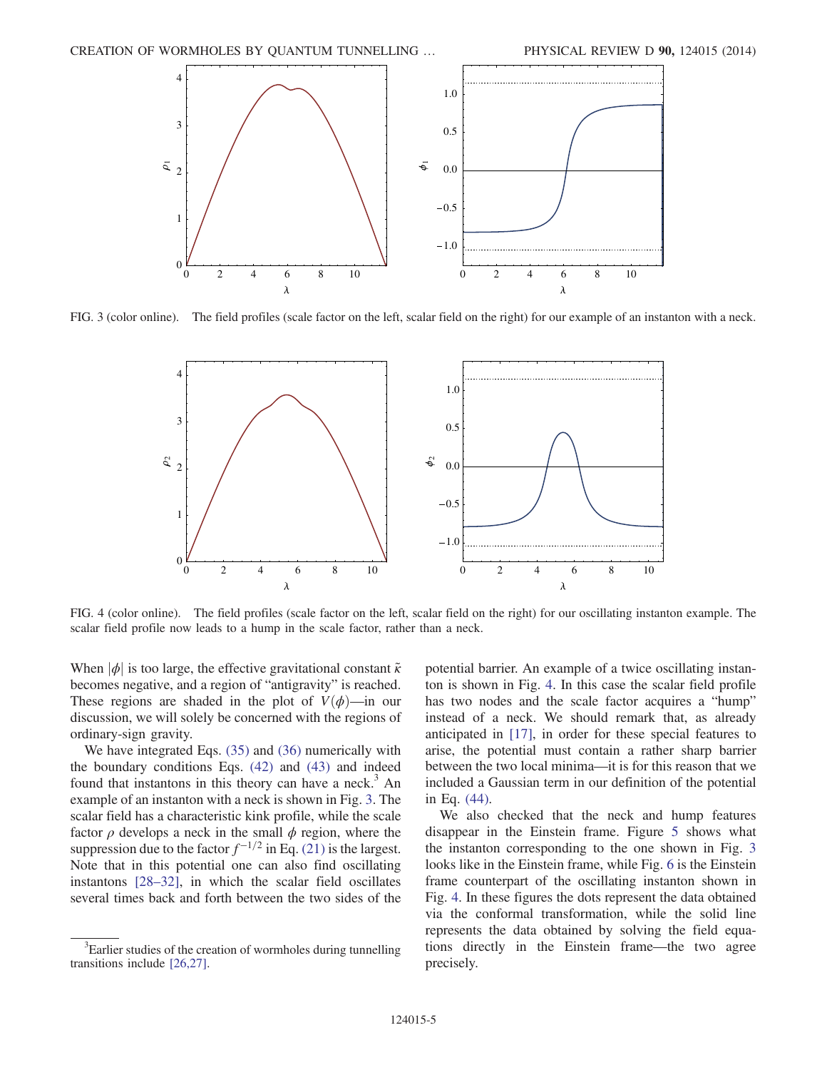FIG. 3 (color online). The field profiles (scale factor on the left, scalar field on the right) for our example of an instanton with a neck.

FIG. 4 (color online). The field profiles (scale factor on the left, scalar field on the right) for our oscillating instanton example. The scalar field profile now leads to a hump in the scale factor, rather than a neck.

When $|\phi|$ is too large, the effective gravitational constant $\tilde{\kappa}$ becomes negative, and a region of "antigravity" is reached. These regions are shaded in the plot of $V(\phi)$—in our discussion, we will solely be concerned with the regions of ordinary-sign gravity.

We have integrated Eqs. (35) and (36) numerically with the boundary conditions Eqs. (42) and (43) and indeed found that instantons in this theory can have a neck.[3] An example of an instanton with a neck is shown in Fig. 3. The scalar field has a characteristic kink profile, while the scale factor $\rho$ develops a neck in the small $\phi$ region, where the suppression due to the factor $f^{-1/2}$ in Eq. (21) is the largest. Note that in this potential one can also find oscillating instantons [28–32], in which the scalar field oscillates several times back and forth between the two sides of the potential barrier. An example of a twice oscillating instanton is shown in Fig. 4. In this case the scalar field profile has two nodes and the scale factor acquires a "hump" instead of a neck. We should remark that, as already anticipated in [17], in order for these special features to arise, the potential must contain a rather sharp barrier between the two local minima—it is for this reason that we included a Gaussian term in our definition of the potential in Eq. (44).

We also checked that the neck and hump features disappear in the Einstein frame. Figure 5 shows what the instanton corresponding to the one shown in Fig. 3 looks like in the Einstein frame, while Fig. 6 is the Einstein frame counterpart of the oscillating instanton shown in Fig. 4. In these figures the dots represent the data obtained via the conformal transformation, while the solid line represents the data obtained by solving the field equations directly in the Einstein frame—the two agree precisely.

[3] Earlier studies of the creation of wormholes during tunnelling transitions include [26,27].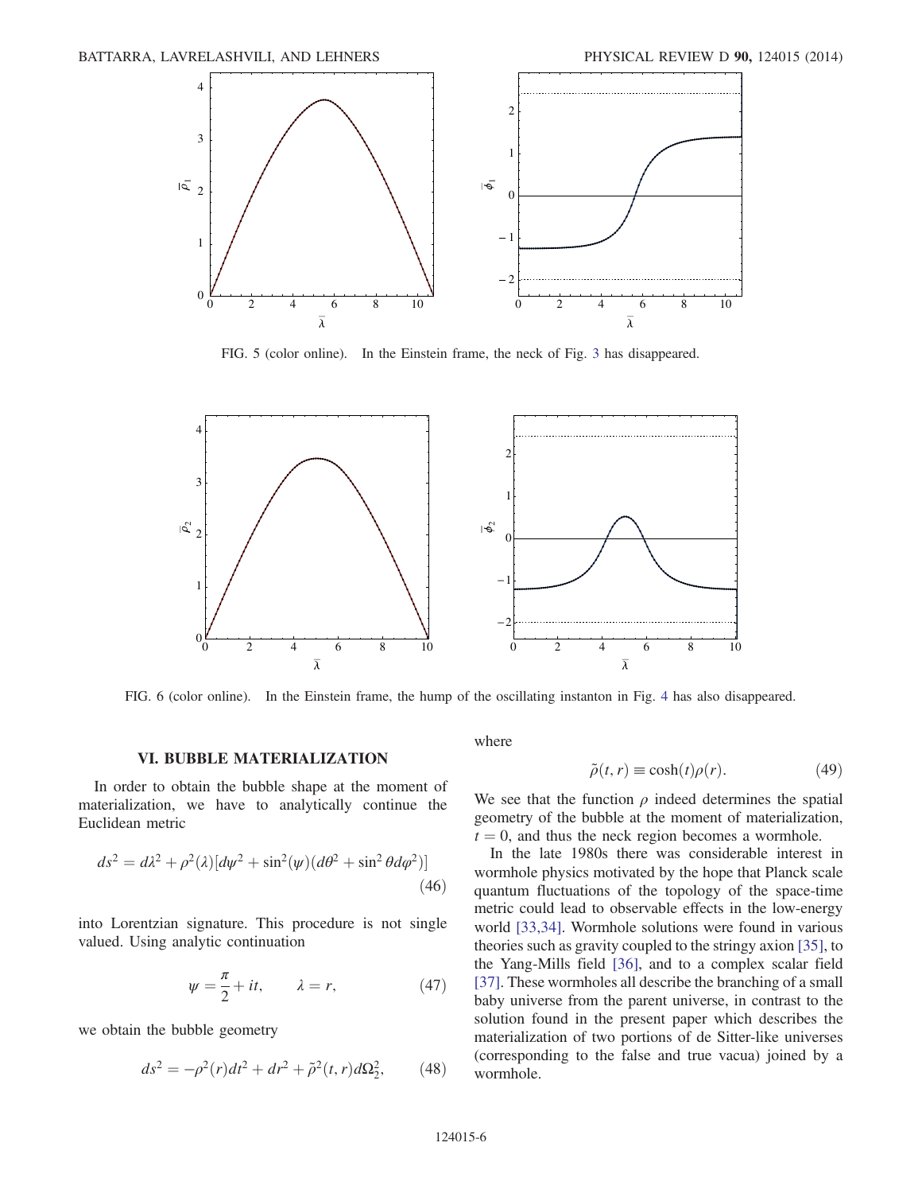FIG. 5 (color online). In the Einstein frame, the neck of Fig. 3 has disappeared.

FIG. 6 (color online). In the Einstein frame, the hump of the oscillating instanton in Fig. 4 has also disappeared.

## VI. BUBBLE MATERIALIZATION

In order to obtain the bubble shape at the moment of materialization, we have to analytically continue the Euclidean metric

$$ds^2 = d\lambda^2 + \rho^2(\lambda)[d\psi^2 + \sin^2(\psi)(d\theta^2 + \sin^2\theta d\varphi^2)] \tag{46}$$

into Lorentzian signature. This procedure is not single valued. Using analytic continuation

$$\psi = \frac{\pi}{2} + it, \qquad \lambda = r, \tag{47}$$

we obtain the bubble geometry

$$ds^2 = -\rho^2(r)dt^2 + dr^2 + \tilde{\rho}^2(t,r)d\Omega_2^2, \tag{48}$$

where

$$\tilde{\rho}(t,r) \equiv \cosh(t)\rho(r). \tag{49}$$

We see that the function $\rho$ indeed determines the spatial geometry of the bubble at the moment of materialization, $t = 0$, and thus the neck region becomes a wormhole.

In the late 1980s there was considerable interest in wormhole physics motivated by the hope that Planck scale quantum fluctuations of the topology of the space-time metric could lead to observable effects in the low-energy world [33,34]. Wormhole solutions were found in various theories such as gravity coupled to the stringy axion [35], to the Yang-Mills field [36], and to a complex scalar field [37]. These wormholes all describe the branching of a small baby universe from the parent universe, in contrast to the solution found in the present paper which describes the materialization of two portions of de Sitter-like universes (corresponding to the false and true vacua) joined by a wormhole.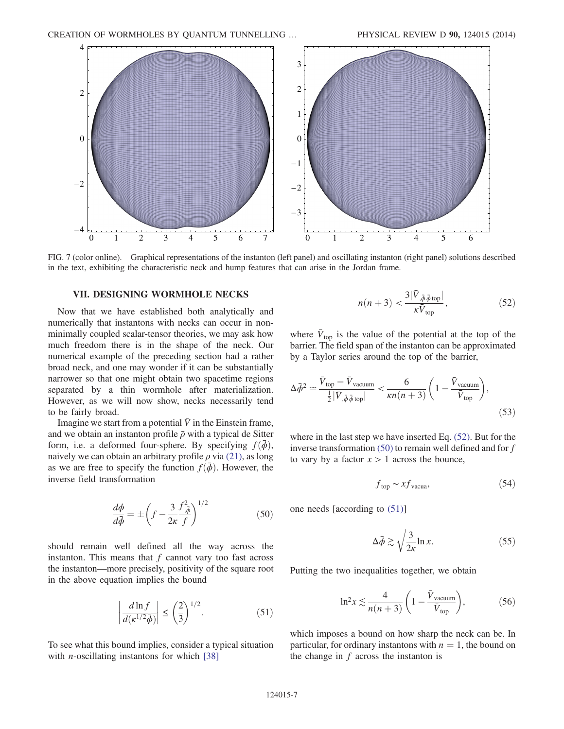FIG. 7 (color online). Graphical representations of the instanton (left panel) and oscillating instanton (right panel) solutions described in the text, exhibiting the characteristic neck and hump features that can arise in the Jordan frame.

## VII. DESIGNING WORMHOLE NECKS

Now that we have established both analytically and numerically that instantons with necks can occur in nonminimally coupled scalar-tensor theories, we may ask how much freedom there is in the shape of the neck. Our numerical example of the preceding section had a rather broad neck, and one may wonder if it can be substantially narrower so that one might obtain two spacetime regions separated by a thin wormhole after materialization. However, as we will now show, necks necessarily tend to be fairly broad.

Imagine we start from a potential $\bar{V}$ in the Einstein frame, and we obtain an instanton profile $\bar{\rho}$ with a typical de Sitter form, i.e. a deformed four-sphere. By specifying $f(\bar{\phi})$, naively we can obtain an arbitrary profile $\rho$ via (21), as long as we are free to specify the function $f(\bar{\phi})$. However, the inverse field transformation

$$\frac{d\phi}{d\bar{\phi}} = \pm\left(f - \frac{3}{2\kappa}\frac{f_{,\bar{\phi}}^2}{f}\right)^{1/2} \tag{50}$$

should remain well defined all the way across the instanton. This means that $f$ cannot vary too fast across the instanton—more precisely, positivity of the square root in the above equation implies the bound

$$\left|\frac{d\ln f}{d(\kappa^{1/2}\bar{\phi})}\right| \leq \left(\frac{2}{3}\right)^{1/2}. \tag{51}$$

To see what this bound implies, consider a typical situation with $n$-oscillating instantons for which [38]

$$n(n+3) < \frac{3|\bar{V}_{,\bar{\phi}\bar{\phi}\,\mathrm{top}}|}{\kappa\bar{V}_{\mathrm{top}}}, \tag{52}$$

where $\bar{V}_{\mathrm{top}}$ is the value of the potential at the top of the barrier. The field span of the instanton can be approximated by a Taylor series around the top of the barrier,

$$\Delta\bar{\phi}^2 \simeq \frac{\bar{V}_{\mathrm{top}} - \bar{V}_{\mathrm{vacuum}}}{\frac{1}{2}|\bar{V}_{,\bar{\phi}\bar{\phi}\,\mathrm{top}}|} < \frac{6}{\kappa n(n+3)}\left(1 - \frac{\bar{V}_{\mathrm{vacuum}}}{\bar{V}_{\mathrm{top}}}\right), \tag{53}$$

where in the last step we have inserted Eq. (52). But for the inverse transformation (50) to remain well defined and for $f$ to vary by a factor $x > 1$ across the bounce,

$$f_{\mathrm{top}} \sim x f_{\mathrm{vacua}}, \tag{54}$$

one needs [according to (51)]

$$\Delta\bar{\phi} \gtrsim \sqrt{\frac{3}{2\kappa}}\ln x. \tag{55}$$

Putting the two inequalities together, we obtain

$$\ln^2 x \lesssim \frac{4}{n(n+3)}\left(1 - \frac{\bar{V}_{\mathrm{vacuum}}}{\bar{V}_{\mathrm{top}}}\right), \tag{56}$$

which imposes a bound on how sharp the neck can be. In particular, for ordinary instantons with $n = 1$, the bound on the change in $f$ across the instanton is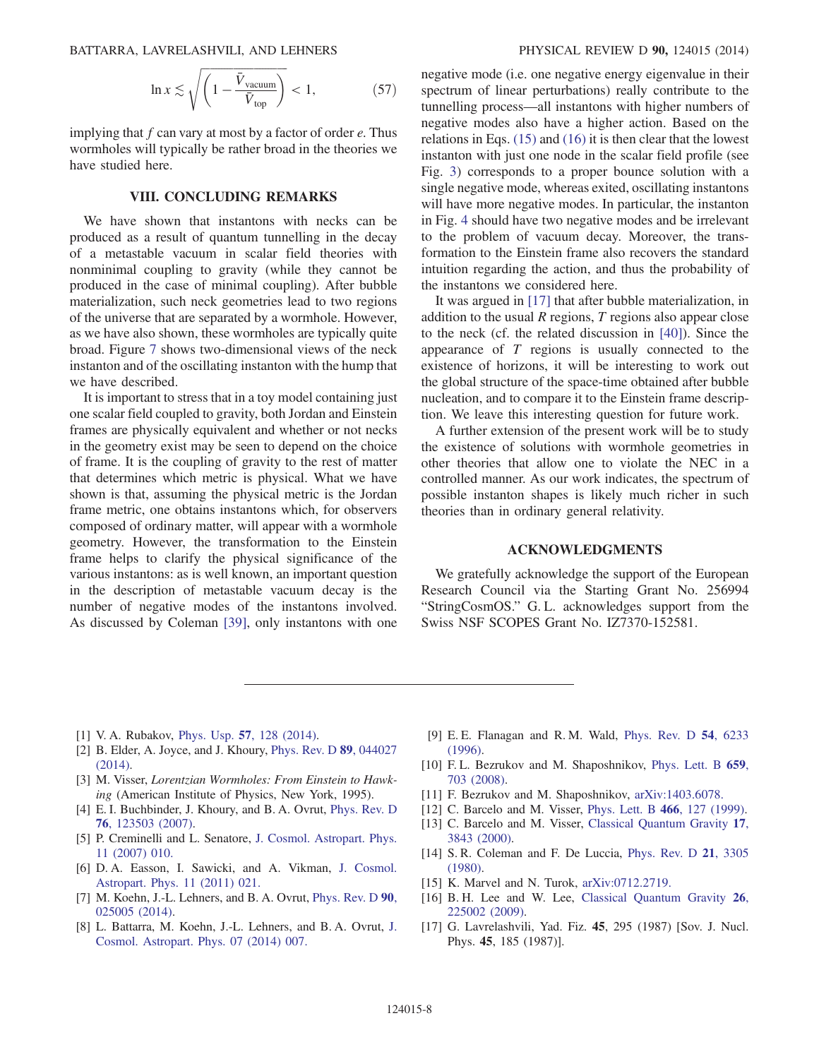$$\ln x \lesssim \sqrt{\left(1 - \frac{\bar{V}_{\text{vacuum}}}{\bar{V}_{\text{top}}}\right)} < 1, \tag{57}$$

implying that $f$ can vary at most by a factor of order $e$. Thus wormholes will typically be rather broad in the theories we have studied here.

## VIII. CONCLUDING REMARKS

We have shown that instantons with necks can be produced as a result of quantum tunnelling in the decay of a metastable vacuum in scalar field theories with nonminimal coupling to gravity (while they cannot be produced in the case of minimal coupling). After bubble materialization, such neck geometries lead to two regions of the universe that are separated by a wormhole. However, as we have also shown, these wormholes are typically quite broad. Figure 7 shows two-dimensional views of the neck instanton and of the oscillating instanton with the hump that we have described.

It is important to stress that in a toy model containing just one scalar field coupled to gravity, both Jordan and Einstein frames are physically equivalent and whether or not necks in the geometry exist may be seen to depend on the choice of frame. It is the coupling of gravity to the rest of matter that determines which metric is physical. What we have shown is that, assuming the physical metric is the Jordan frame metric, one obtains instantons which, for observers composed of ordinary matter, will appear with a wormhole geometry. However, the transformation to the Einstein frame helps to clarify the physical significance of the various instantons: as is well known, an important question in the description of metastable vacuum decay is the number of negative modes of the instantons involved. As discussed by Coleman [39], only instantons with one negative mode (i.e. one negative energy eigenvalue in their spectrum of linear perturbations) really contribute to the tunnelling process—all instantons with higher numbers of negative modes also have a higher action. Based on the relations in Eqs. (15) and (16) it is then clear that the lowest instanton with just one node in the scalar field profile (see Fig. 3) corresponds to a proper bounce solution with a single negative mode, whereas exited, oscillating instantons will have more negative modes. In particular, the instanton in Fig. 4 should have two negative modes and be irrelevant to the problem of vacuum decay. Moreover, the transformation to the Einstein frame also recovers the standard intuition regarding the action, and thus the probability of the instantons we considered here.

It was argued in [17] that after bubble materialization, in addition to the usual $R$ regions, $T$ regions also appear close to the neck (cf. the related discussion in [40]). Since the appearance of $T$ regions is usually connected to the existence of horizons, it will be interesting to work out the global structure of the space-time obtained after bubble nucleation, and to compare it to the Einstein frame description. We leave this interesting question for future work.

A further extension of the present work will be to study the existence of solutions with wormhole geometries in other theories that allow one to violate the NEC in a controlled manner. As our work indicates, the spectrum of possible instanton shapes is likely much richer in such theories than in ordinary general relativity.

## ACKNOWLEDGMENTS

We gratefully acknowledge the support of the European Research Council via the Starting Grant No. 256994 "StringCosmOS." G. L. acknowledges support from the Swiss NSF SCOPES Grant No. IZ7370-152581.

---

[1] V. A. Rubakov, Phys. Usp. **57**, 128 (2014).
[2] B. Elder, A. Joyce, and J. Khoury, Phys. Rev. D **89**, 044027 (2014).
[3] M. Visser, *Lorentzian Wormholes: From Einstein to Hawking* (American Institute of Physics, New York, 1995).
[4] E. I. Buchbinder, J. Khoury, and B. A. Ovrut, Phys. Rev. D **76**, 123503 (2007).
[5] P. Creminelli and L. Senatore, J. Cosmol. Astropart. Phys. 11 (2007) 010.
[6] D. A. Easson, I. Sawicki, and A. Vikman, J. Cosmol. Astropart. Phys. 11 (2011) 021.
[7] M. Koehn, J.-L. Lehners, and B. A. Ovrut, Phys. Rev. D **90**, 025005 (2014).
[8] L. Battarra, M. Koehn, J.-L. Lehners, and B. A. Ovrut, J. Cosmol. Astropart. Phys. 07 (2014) 007.
[9] E. E. Flanagan and R. M. Wald, Phys. Rev. D **54**, 6233 (1996).
[10] F. L. Bezrukov and M. Shaposhnikov, Phys. Lett. B **659**, 703 (2008).
[11] F. Bezrukov and M. Shaposhnikov, arXiv:1403.6078.
[12] C. Barcelo and M. Visser, Phys. Lett. B **466**, 127 (1999).
[13] C. Barcelo and M. Visser, Classical Quantum Gravity **17**, 3843 (2000).
[14] S. R. Coleman and F. De Luccia, Phys. Rev. D **21**, 3305 (1980).
[15] K. Marvel and N. Turok, arXiv:0712.2719.
[16] B. H. Lee and W. Lee, Classical Quantum Gravity **26**, 225002 (2009).
[17] G. Lavrelashvili, Yad. Fiz. **45**, 295 (1987) [Sov. J. Nucl. Phys. **45**, 185 (1987)].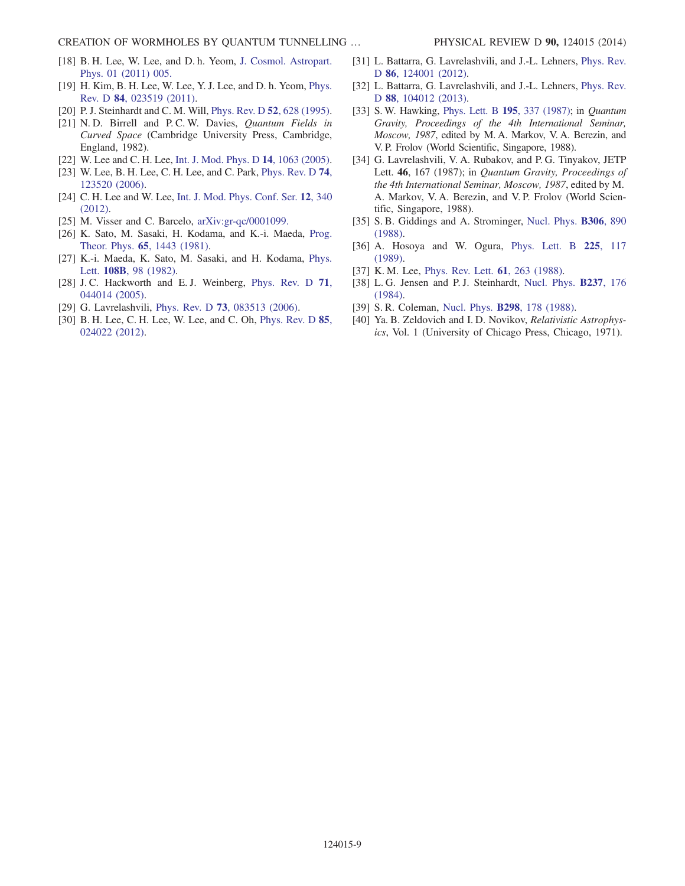[18] B. H. Lee, W. Lee, and D. h. Yeom, J. Cosmol. Astropart. Phys. 01 (2011) 005.

[19] H. Kim, B. H. Lee, W. Lee, Y. J. Lee, and D. h. Yeom, Phys. Rev. D **84**, 023519 (2011).

[20] P. J. Steinhardt and C. M. Will, Phys. Rev. D **52**, 628 (1995).

[21] N. D. Birrell and P. C. W. Davies, *Quantum Fields in Curved Space* (Cambridge University Press, Cambridge, England, 1982).

[22] W. Lee and C. H. Lee, Int. J. Mod. Phys. D **14**, 1063 (2005).

[23] W. Lee, B. H. Lee, C. H. Lee, and C. Park, Phys. Rev. D **74**, 123520 (2006).

[24] C. H. Lee and W. Lee, Int. J. Mod. Phys. Conf. Ser. **12**, 340 (2012).

[25] M. Visser and C. Barcelo, arXiv:gr-qc/0001099.

[26] K. Sato, M. Sasaki, H. Kodama, and K.-i. Maeda, Prog. Theor. Phys. **65**, 1443 (1981).

[27] K.-i. Maeda, K. Sato, M. Sasaki, and H. Kodama, Phys. Lett. **108B**, 98 (1982).

[28] J. C. Hackworth and E. J. Weinberg, Phys. Rev. D **71**, 044014 (2005).

[29] G. Lavrelashvili, Phys. Rev. D **73**, 083513 (2006).

[30] B. H. Lee, C. H. Lee, W. Lee, and C. Oh, Phys. Rev. D **85**, 024022 (2012).

[31] L. Battarra, G. Lavrelashvili, and J.-L. Lehners, Phys. Rev. D **86**, 124001 (2012).

[32] L. Battarra, G. Lavrelashvili, and J.-L. Lehners, Phys. Rev. D **88**, 104012 (2013).

[33] S. W. Hawking, Phys. Lett. B **195**, 337 (1987); in *Quantum Gravity, Proceedings of the 4th International Seminar, Moscow, 1987*, edited by M. A. Markov, V. A. Berezin, and V. P. Frolov (World Scientific, Singapore, 1988).

[34] G. Lavrelashvili, V. A. Rubakov, and P. G. Tinyakov, JETP Lett. **46**, 167 (1987); in *Quantum Gravity, Proceedings of the 4th International Seminar, Moscow, 1987*, edited by M. A. Markov, V. A. Berezin, and V. P. Frolov (World Scientific, Singapore, 1988).

[35] S. B. Giddings and A. Strominger, Nucl. Phys. **B306**, 890 (1988).

[36] A. Hosoya and W. Ogura, Phys. Lett. B **225**, 117 (1989).

[37] K. M. Lee, Phys. Rev. Lett. **61**, 263 (1988).

[38] L. G. Jensen and P. J. Steinhardt, Nucl. Phys. **B237**, 176 (1984).

[39] S. R. Coleman, Nucl. Phys. **B298**, 178 (1988).

[40] Ya. B. Zeldovich and I. D. Novikov, *Relativistic Astrophysics*, Vol. 1 (University of Chicago Press, Chicago, 1971).